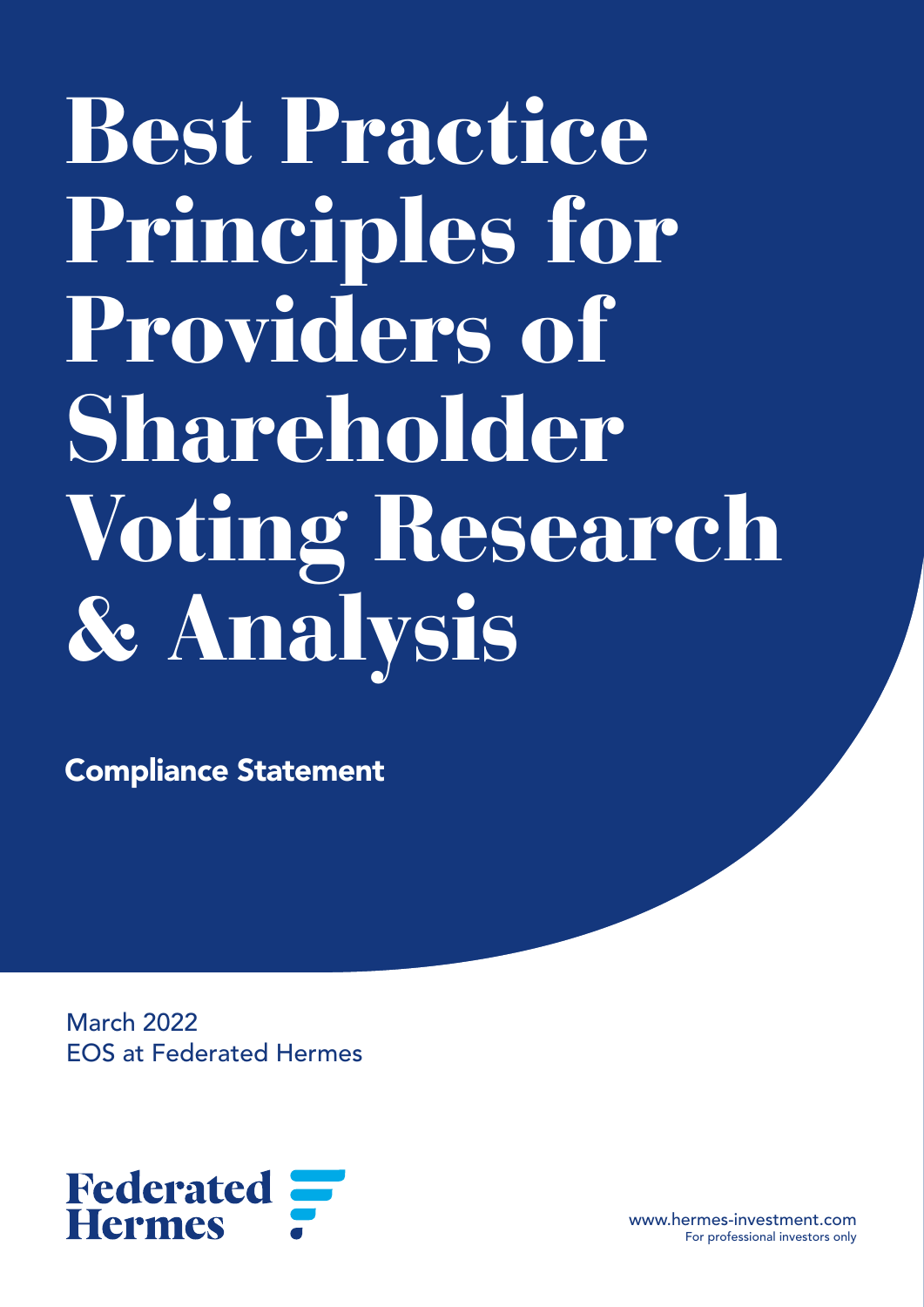# Best Practice Principles for Providers of Shareholder Voting Research & Analysis

## Compliance Statement

March 2022
EOS at Federated Hermes

Federated Hermes

www.hermes-investment.com
For professional investors only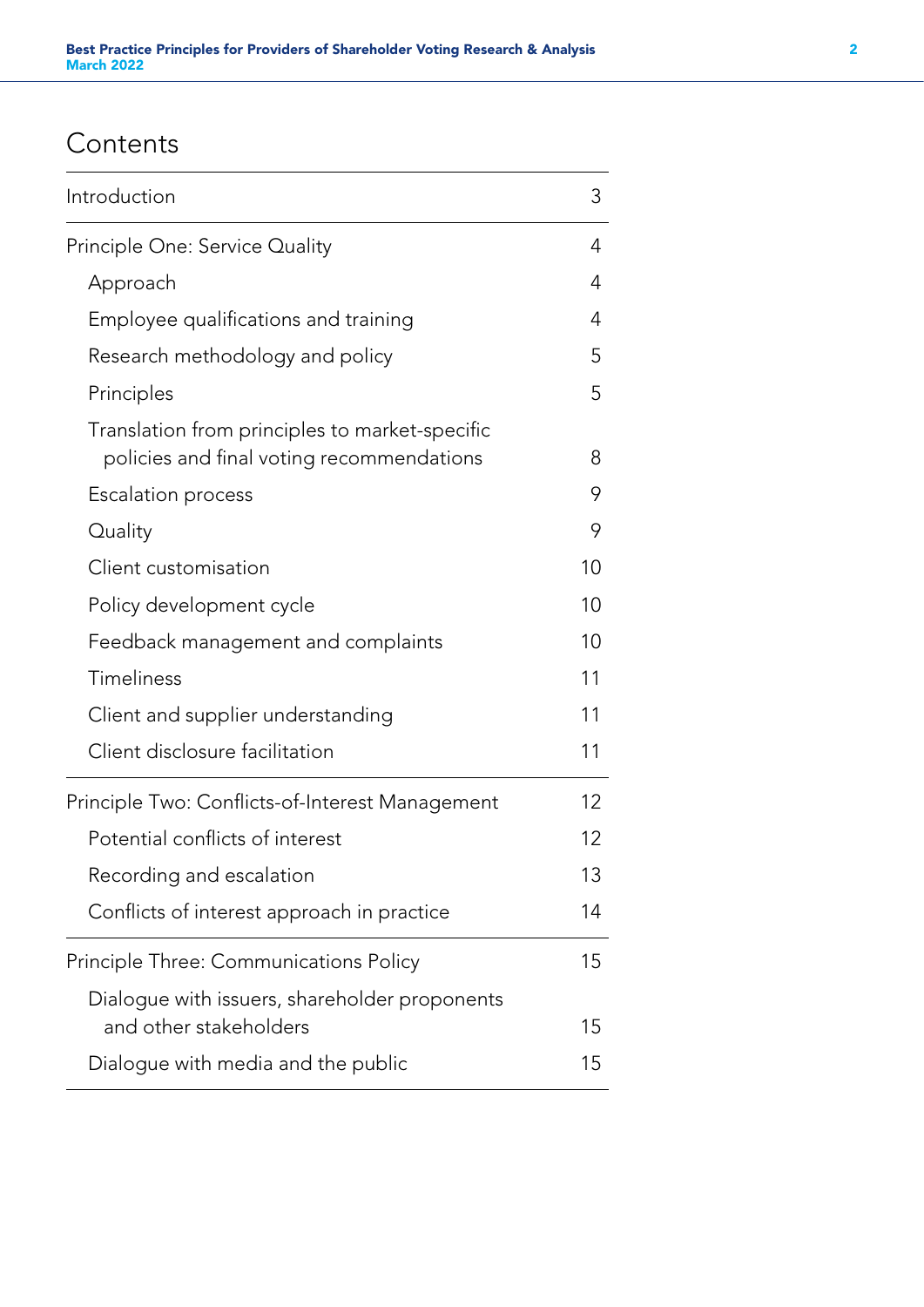# Contents

| | |
|---|---|
| Introduction | 3 |
| Principle One: Service Quality | 4 |
| Approach | 4 |
| Employee qualifications and training | 4 |
| Research methodology and policy | 5 |
| Principles | 5 |
| Translation from principles to market-specific policies and final voting recommendations | 8 |
| Escalation process | 9 |
| Quality | 9 |
| Client customisation | 10 |
| Policy development cycle | 10 |
| Feedback management and complaints | 10 |
| Timeliness | 11 |
| Client and supplier understanding | 11 |
| Client disclosure facilitation | 11 |
| Principle Two: Conflicts-of-Interest Management | 12 |
| Potential conflicts of interest | 12 |
| Recording and escalation | 13 |
| Conflicts of interest approach in practice | 14 |
| Principle Three: Communications Policy | 15 |
| Dialogue with issuers, shareholder proponents and other stakeholders | 15 |
| Dialogue with media and the public | 15 |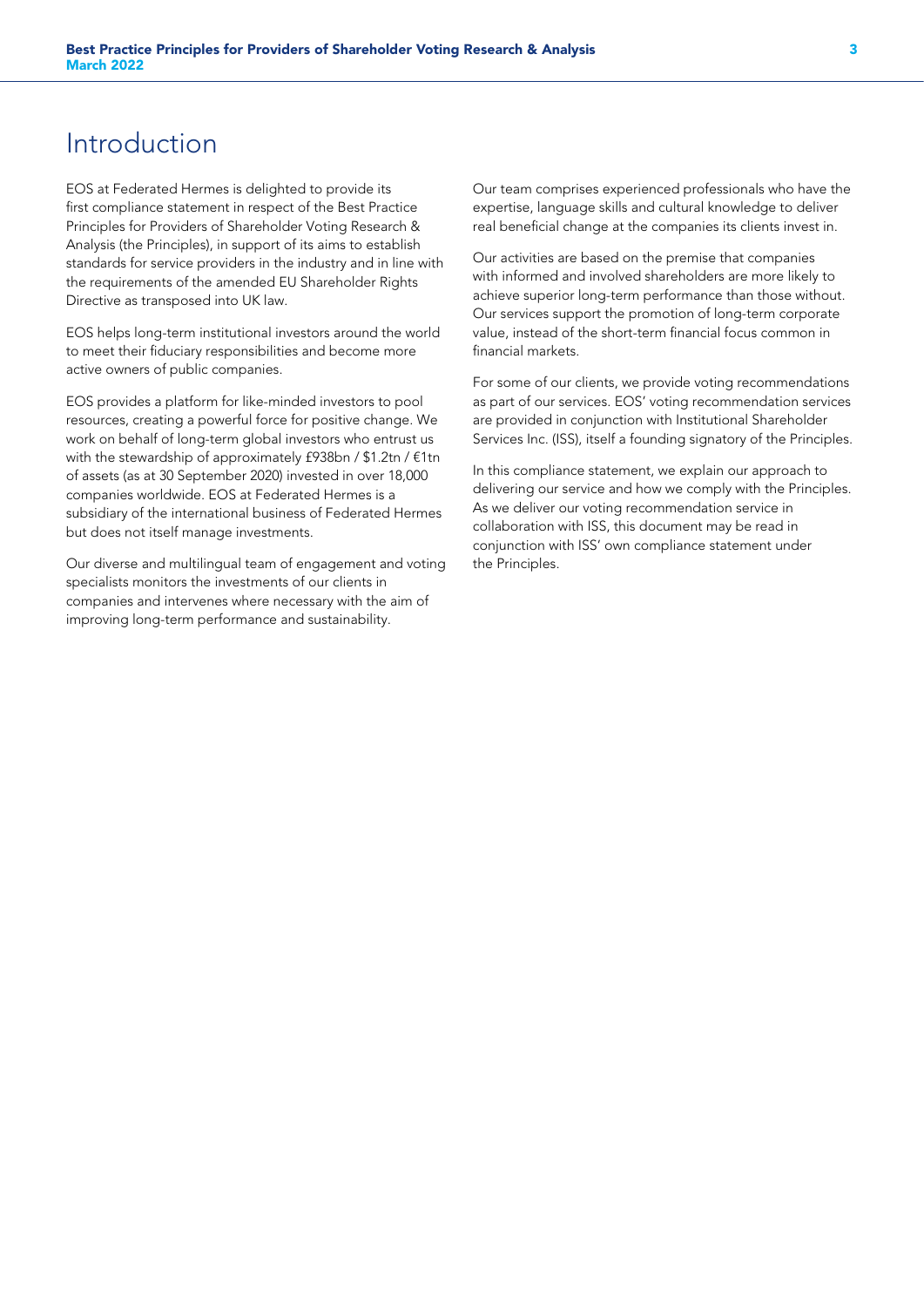# Introduction

EOS at Federated Hermes is delighted to provide its first compliance statement in respect of the Best Practice Principles for Providers of Shareholder Voting Research & Analysis (the Principles), in support of its aims to establish standards for service providers in the industry and in line with the requirements of the amended EU Shareholder Rights Directive as transposed into UK law.

EOS helps long-term institutional investors around the world to meet their fiduciary responsibilities and become more active owners of public companies.

EOS provides a platform for like-minded investors to pool resources, creating a powerful force for positive change. We work on behalf of long-term global investors who entrust us with the stewardship of approximately £938bn / $1.2tn / €1tn of assets (as at 30 September 2020) invested in over 18,000 companies worldwide. EOS at Federated Hermes is a subsidiary of the international business of Federated Hermes but does not itself manage investments.

Our diverse and multilingual team of engagement and voting specialists monitors the investments of our clients in companies and intervenes where necessary with the aim of improving long-term performance and sustainability.

Our team comprises experienced professionals who have the expertise, language skills and cultural knowledge to deliver real beneficial change at the companies its clients invest in.

Our activities are based on the premise that companies with informed and involved shareholders are more likely to achieve superior long-term performance than those without. Our services support the promotion of long-term corporate value, instead of the short-term financial focus common in financial markets.

For some of our clients, we provide voting recommendations as part of our services. EOS' voting recommendation services are provided in conjunction with Institutional Shareholder Services Inc. (ISS), itself a founding signatory of the Principles.

In this compliance statement, we explain our approach to delivering our service and how we comply with the Principles. As we deliver our voting recommendation service in collaboration with ISS, this document may be read in conjunction with ISS' own compliance statement under the Principles.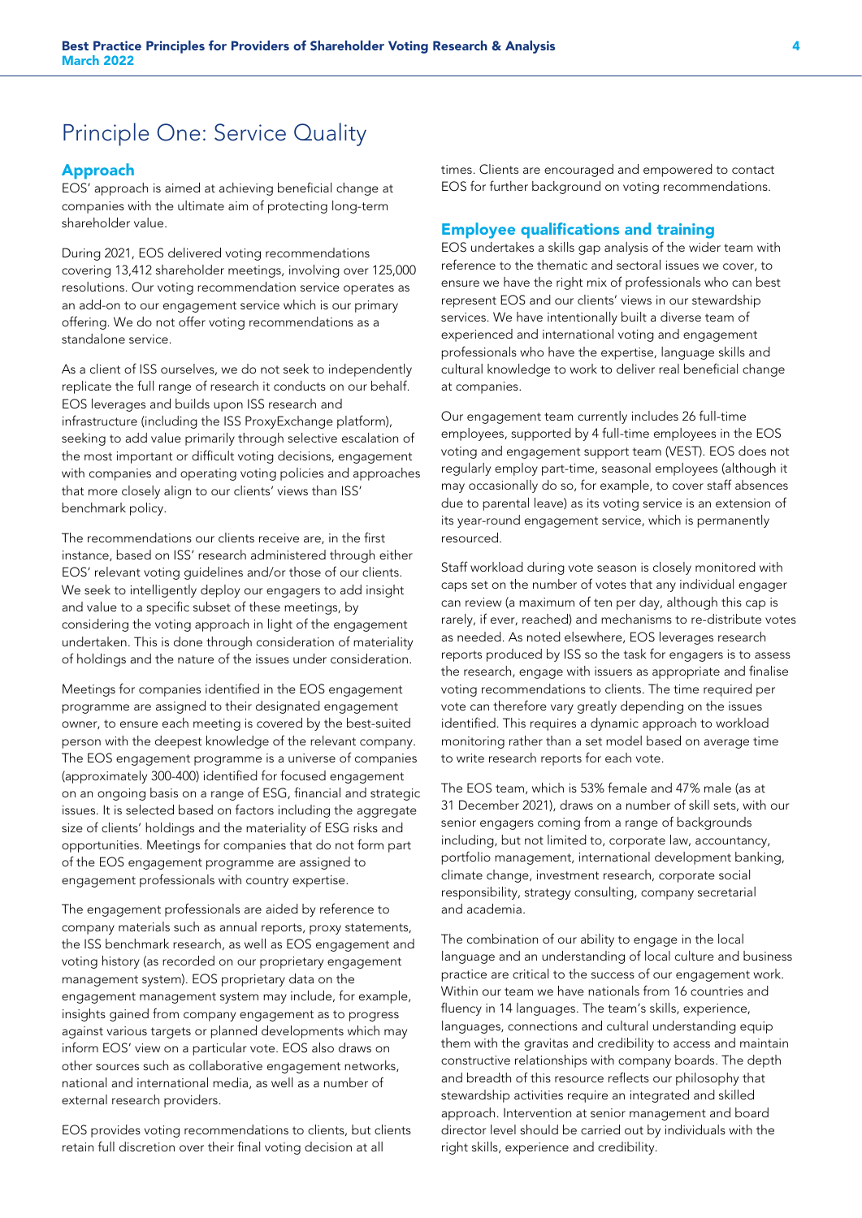# Principle One: Service Quality

## Approach

EOS' approach is aimed at achieving beneficial change at companies with the ultimate aim of protecting long-term shareholder value.

During 2021, EOS delivered voting recommendations covering 13,412 shareholder meetings, involving over 125,000 resolutions. Our voting recommendation service operates as an add-on to our engagement service which is our primary offering. We do not offer voting recommendations as a standalone service.

As a client of ISS ourselves, we do not seek to independently replicate the full range of research it conducts on our behalf. EOS leverages and builds upon ISS research and infrastructure (including the ISS ProxyExchange platform), seeking to add value primarily through selective escalation of the most important or difficult voting decisions, engagement with companies and operating voting policies and approaches that more closely align to our clients' views than ISS' benchmark policy.

The recommendations our clients receive are, in the first instance, based on ISS' research administered through either EOS' relevant voting guidelines and/or those of our clients. We seek to intelligently deploy our engagers to add insight and value to a specific subset of these meetings, by considering the voting approach in light of the engagement undertaken. This is done through consideration of materiality of holdings and the nature of the issues under consideration.

Meetings for companies identified in the EOS engagement programme are assigned to their designated engagement owner, to ensure each meeting is covered by the best-suited person with the deepest knowledge of the relevant company. The EOS engagement programme is a universe of companies (approximately 300-400) identified for focused engagement on an ongoing basis on a range of ESG, financial and strategic issues. It is selected based on factors including the aggregate size of clients' holdings and the materiality of ESG risks and opportunities. Meetings for companies that do not form part of the EOS engagement programme are assigned to engagement professionals with country expertise.

The engagement professionals are aided by reference to company materials such as annual reports, proxy statements, the ISS benchmark research, as well as EOS engagement and voting history (as recorded on our proprietary engagement management system). EOS proprietary data on the engagement management system may include, for example, insights gained from company engagement as to progress against various targets or planned developments which may inform EOS' view on a particular vote. EOS also draws on other sources such as collaborative engagement networks, national and international media, as well as a number of external research providers.

EOS provides voting recommendations to clients, but clients retain full discretion over their final voting decision at all times. Clients are encouraged and empowered to contact EOS for further background on voting recommendations.

## Employee qualifications and training

EOS undertakes a skills gap analysis of the wider team with reference to the thematic and sectoral issues we cover, to ensure we have the right mix of professionals who can best represent EOS and our clients' views in our stewardship services. We have intentionally built a diverse team of experienced and international voting and engagement professionals who have the expertise, language skills and cultural knowledge to work to deliver real beneficial change at companies.

Our engagement team currently includes 26 full-time employees, supported by 4 full-time employees in the EOS voting and engagement support team (VEST). EOS does not regularly employ part-time, seasonal employees (although it may occasionally do so, for example, to cover staff absences due to parental leave) as its voting service is an extension of its year-round engagement service, which is permanently resourced.

Staff workload during vote season is closely monitored with caps set on the number of votes that any individual engager can review (a maximum of ten per day, although this cap is rarely, if ever, reached) and mechanisms to re-distribute votes as needed. As noted elsewhere, EOS leverages research reports produced by ISS so the task for engagers is to assess the research, engage with issuers as appropriate and finalise voting recommendations to clients. The time required per vote can therefore vary greatly depending on the issues identified. This requires a dynamic approach to workload monitoring rather than a set model based on average time to write research reports for each vote.

The EOS team, which is 53% female and 47% male (as at 31 December 2021), draws on a number of skill sets, with our senior engagers coming from a range of backgrounds including, but not limited to, corporate law, accountancy, portfolio management, international development banking, climate change, investment research, corporate social responsibility, strategy consulting, company secretarial and academia.

The combination of our ability to engage in the local language and an understanding of local culture and business practice are critical to the success of our engagement work. Within our team we have nationals from 16 countries and fluency in 14 languages. The team's skills, experience, languages, connections and cultural understanding equip them with the gravitas and credibility to access and maintain constructive relationships with company boards. The depth and breadth of this resource reflects our philosophy that stewardship activities require an integrated and skilled approach. Intervention at senior management and board director level should be carried out by individuals with the right skills, experience and credibility.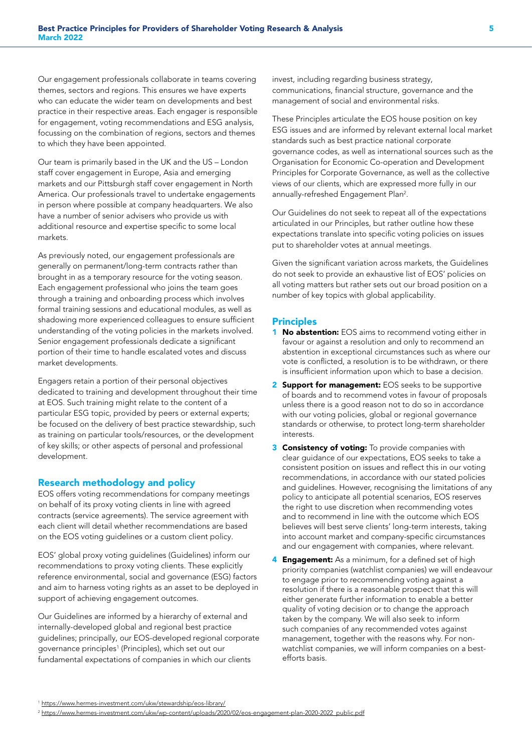Our engagement professionals collaborate in teams covering themes, sectors and regions. This ensures we have experts who can educate the wider team on developments and best practice in their respective areas. Each engager is responsible for engagement, voting recommendations and ESG analysis, focussing on the combination of regions, sectors and themes to which they have been appointed.

Our team is primarily based in the UK and the US – London staff cover engagement in Europe, Asia and emerging markets and our Pittsburgh staff cover engagement in North America. Our professionals travel to undertake engagements in person where possible at company headquarters. We also have a number of senior advisers who provide us with additional resource and expertise specific to some local markets.

As previously noted, our engagement professionals are generally on permanent/long-term contracts rather than brought in as a temporary resource for the voting season. Each engagement professional who joins the team goes through a training and onboarding process which involves formal training sessions and educational modules, as well as shadowing more experienced colleagues to ensure sufficient understanding of the voting policies in the markets involved. Senior engagement professionals dedicate a significant portion of their time to handle escalated votes and discuss market developments.

Engagers retain a portion of their personal objectives dedicated to training and development throughout their time at EOS. Such training might relate to the content of a particular ESG topic, provided by peers or external experts; be focused on the delivery of best practice stewardship, such as training on particular tools/resources, or the development of key skills; or other aspects of personal and professional development.

## Research methodology and policy

EOS offers voting recommendations for company meetings on behalf of its proxy voting clients in line with agreed contracts (service agreements). The service agreement with each client will detail whether recommendations are based on the EOS voting guidelines or a custom client policy.

EOS' global proxy voting guidelines (Guidelines) inform our recommendations to proxy voting clients. These explicitly reference environmental, social and governance (ESG) factors and aim to harness voting rights as an asset to be deployed in support of achieving engagement outcomes.

Our Guidelines are informed by a hierarchy of external and internally-developed global and regional best practice guidelines; principally, our EOS-developed regional corporate governance principles[1] (Principles), which set out our fundamental expectations of companies in which our clients invest, including regarding business strategy, communications, financial structure, governance and the management of social and environmental risks.

These Principles articulate the EOS house position on key ESG issues and are informed by relevant external local market standards such as best practice national corporate governance codes, as well as international sources such as the Organisation for Economic Co-operation and Development Principles for Corporate Governance, as well as the collective views of our clients, which are expressed more fully in our annually-refreshed Engagement Plan[2].

Our Guidelines do not seek to repeat all of the expectations articulated in our Principles, but rather outline how these expectations translate into specific voting policies on issues put to shareholder votes at annual meetings.

Given the significant variation across markets, the Guidelines do not seek to provide an exhaustive list of EOS' policies on all voting matters but rather sets out our broad position on a number of key topics with global applicability.

## Principles

1. **No abstention:** EOS aims to recommend voting either in favour or against a resolution and only to recommend an abstention in exceptional circumstances such as where our vote is conflicted, a resolution is to be withdrawn, or there is insufficient information upon which to base a decision.
2. **Support for management:** EOS seeks to be supportive of boards and to recommend votes in favour of proposals unless there is a good reason not to do so in accordance with our voting policies, global or regional governance standards or otherwise, to protect long-term shareholder interests.
3. **Consistency of voting:** To provide companies with clear guidance of our expectations, EOS seeks to take a consistent position on issues and reflect this in our voting recommendations, in accordance with our stated policies and guidelines. However, recognising the limitations of any policy to anticipate all potential scenarios, EOS reserves the right to use discretion when recommending votes and to recommend in line with the outcome which EOS believes will best serve clients' long-term interests, taking into account market and company-specific circumstances and our engagement with companies, where relevant.
4. **Engagement:** As a minimum, for a defined set of high priority companies (watchlist companies) we will endeavour to engage prior to recommending voting against a resolution if there is a reasonable prospect that this will either generate further information to enable a better quality of voting decision or to change the approach taken by the company. We will also seek to inform such companies of any recommended votes against management, together with the reasons why. For non-watchlist companies, we will inform companies on a best-efforts basis.

[1] https://www.hermes-investment.com/ukw/stewardship/eos-library/

[2] https://www.hermes-investment.com/ukw/wp-content/uploads/2020/02/eos-engagement-plan-2020-2022_public.pdf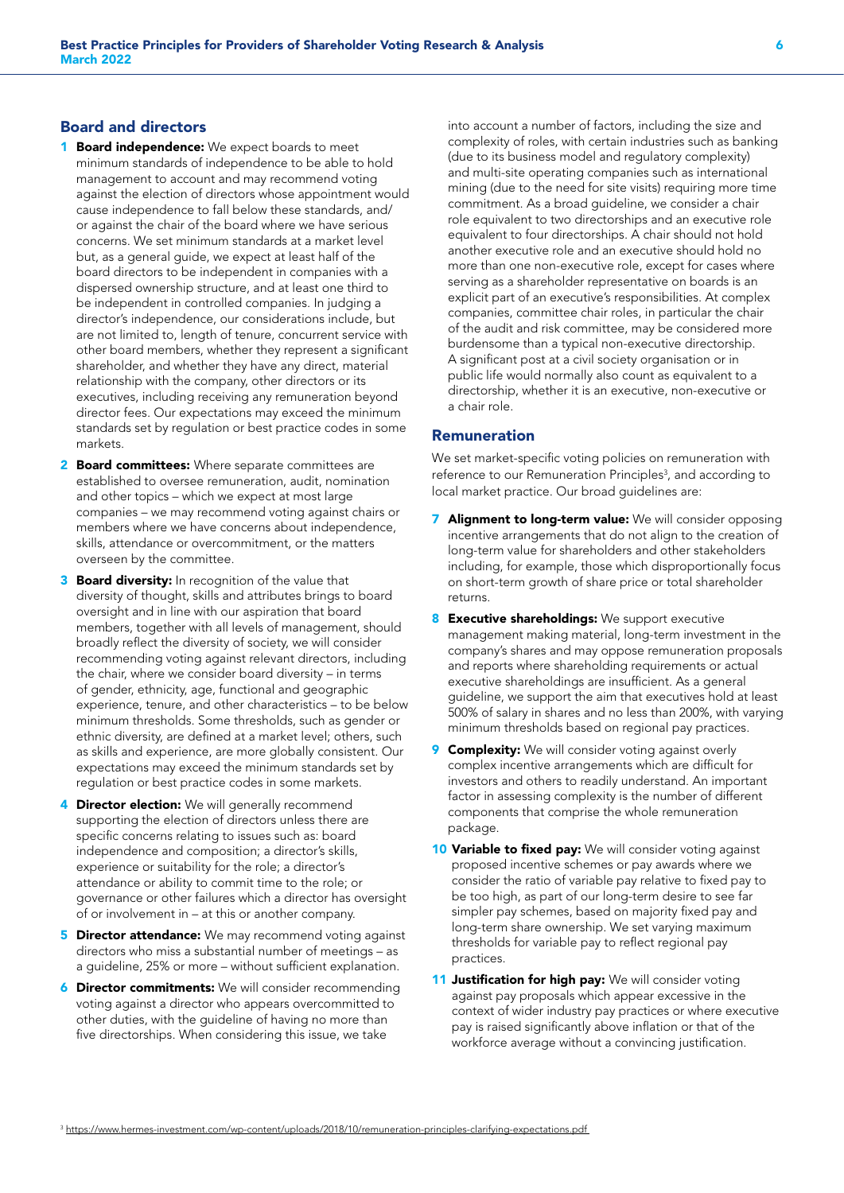## Board and directors

1. **Board independence:** We expect boards to meet minimum standards of independence to be able to hold management to account and may recommend voting against the election of directors whose appointment would cause independence to fall below these standards, and/or against the chair of the board where we have serious concerns. We set minimum standards at a market level but, as a general guide, we expect at least half of the board directors to be independent in companies with a dispersed ownership structure, and at least one third to be independent in controlled companies. In judging a director's independence, our considerations include, but are not limited to, length of tenure, concurrent service with other board members, whether they represent a significant shareholder, and whether they have any direct, material relationship with the company, other directors or its executives, including receiving any remuneration beyond director fees. Our expectations may exceed the minimum standards set by regulation or best practice codes in some markets.

2. **Board committees:** Where separate committees are established to oversee remuneration, audit, nomination and other topics – which we expect at most large companies – we may recommend voting against chairs or members where we have concerns about independence, skills, attendance or overcommitment, or the matters overseen by the committee.

3. **Board diversity:** In recognition of the value that diversity of thought, skills and attributes brings to board oversight and in line with our aspiration that board members, together with all levels of management, should broadly reflect the diversity of society, we will consider recommending voting against relevant directors, including the chair, where we consider board diversity – in terms of gender, ethnicity, age, functional and geographic experience, tenure, and other characteristics – to be below minimum thresholds. Some thresholds, such as gender or ethnic diversity, are defined at a market level; others, such as skills and experience, are more globally consistent. Our expectations may exceed the minimum standards set by regulation or best practice codes in some markets.

4. **Director election:** We will generally recommend supporting the election of directors unless there are specific concerns relating to issues such as: board independence and composition; a director's skills, experience or suitability for the role; a director's attendance or ability to commit time to the role; or governance or other failures which a director has oversight of or involvement in – at this or another company.

5. **Director attendance:** We may recommend voting against directors who miss a substantial number of meetings – as a guideline, 25% or more – without sufficient explanation.

6. **Director commitments:** We will consider recommending voting against a director who appears overcommitted to other duties, with the guideline of having no more than five directorships. When considering this issue, we take into account a number of factors, including the size and complexity of roles, with certain industries such as banking (due to its business model and regulatory complexity) and multi-site operating companies such as international mining (due to the need for site visits) requiring more time commitment. As a broad guideline, we consider a chair role equivalent to two directorships and an executive role equivalent to four directorships. A chair should not hold another executive role and an executive should hold no more than one non-executive role, except for cases where serving as a shareholder representative on boards is an explicit part of an executive's responsibilities. At complex companies, committee chair roles, in particular the chair of the audit and risk committee, may be considered more burdensome than a typical non-executive directorship. A significant post at a civil society organisation or in public life would normally also count as equivalent to a directorship, whether it is an executive, non-executive or a chair role.

## Remuneration

We set market-specific voting policies on remuneration with reference to our Remuneration Principles[3], and according to local market practice. Our broad guidelines are:

7. **Alignment to long-term value:** We will consider opposing incentive arrangements that do not align to the creation of long-term value for shareholders and other stakeholders including, for example, those which disproportionally focus on short-term growth of share price or total shareholder returns.

8. **Executive shareholdings:** We support executive management making material, long-term investment in the company's shares and may oppose remuneration proposals and reports where shareholding requirements or actual executive shareholdings are insufficient. As a general guideline, we support the aim that executives hold at least 500% of salary in shares and no less than 200%, with varying minimum thresholds based on regional pay practices.

9. **Complexity:** We will consider voting against overly complex incentive arrangements which are difficult for investors and others to readily understand. An important factor in assessing complexity is the number of different components that comprise the whole remuneration package.

10. **Variable to fixed pay:** We will consider voting against proposed incentive schemes or pay awards where we consider the ratio of variable pay relative to fixed pay to be too high, as part of our long-term desire to see far simpler pay schemes, based on majority fixed pay and long-term share ownership. We set varying maximum thresholds for variable pay to reflect regional pay practices.

11. **Justification for high pay:** We will consider voting against pay proposals which appear excessive in the context of wider industry pay practices or where executive pay is raised significantly above inflation or that of the workforce average without a convincing justification.

[3] https://www.hermes-investment.com/wp-content/uploads/2018/10/remuneration-principles-clarifying-expectations.pdf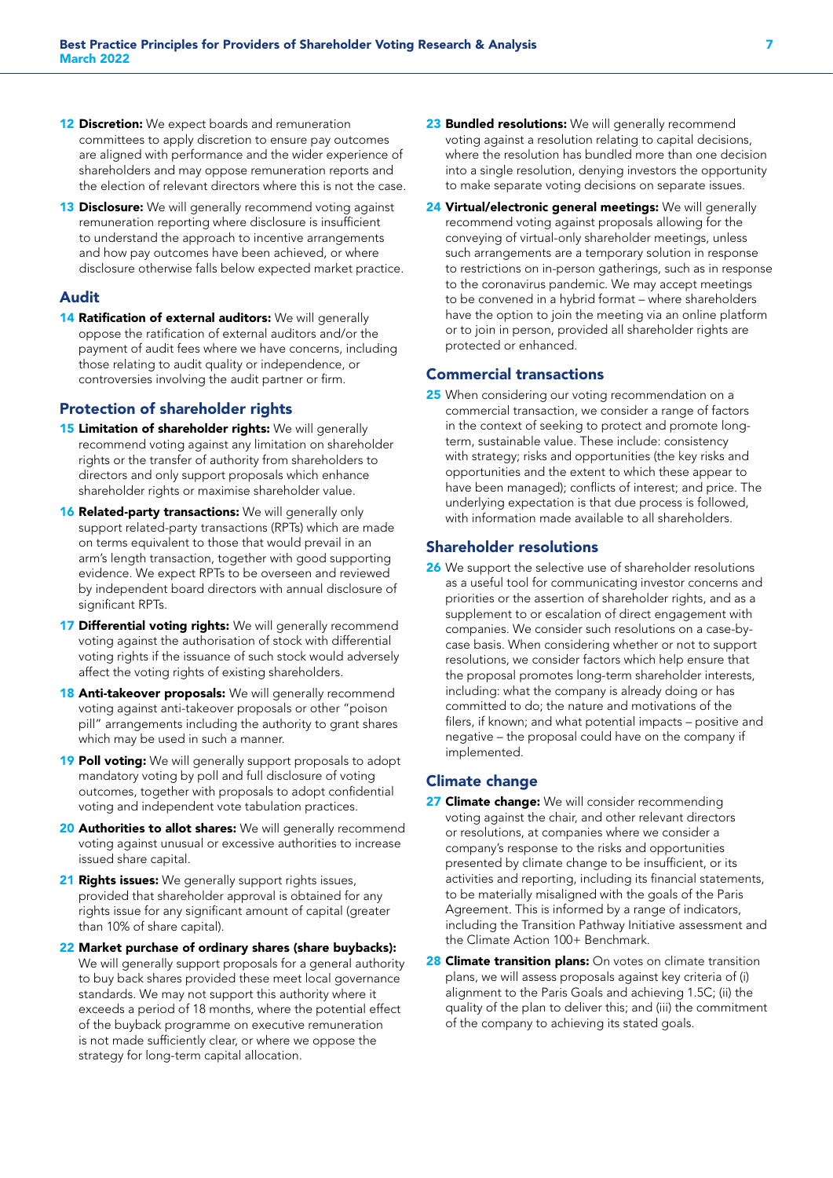**12 Discretion:** We expect boards and remuneration committees to apply discretion to ensure pay outcomes are aligned with performance and the wider experience of shareholders and may oppose remuneration reports and the election of relevant directors where this is not the case.

**13 Disclosure:** We will generally recommend voting against remuneration reporting where disclosure is insufficient to understand the approach to incentive arrangements and how pay outcomes have been achieved, or where disclosure otherwise falls below expected market practice.

## Audit

**14 Ratification of external auditors:** We will generally oppose the ratification of external auditors and/or the payment of audit fees where we have concerns, including those relating to audit quality or independence, or controversies involving the audit partner or firm.

## Protection of shareholder rights

**15 Limitation of shareholder rights:** We will generally recommend voting against any limitation on shareholder rights or the transfer of authority from shareholders to directors and only support proposals which enhance shareholder rights or maximise shareholder value.

**16 Related-party transactions:** We will generally only support related-party transactions (RPTs) which are made on terms equivalent to those that would prevail in an arm's length transaction, together with good supporting evidence. We expect RPTs to be overseen and reviewed by independent board directors with annual disclosure of significant RPTs.

**17 Differential voting rights:** We will generally recommend voting against the authorisation of stock with differential voting rights if the issuance of such stock would adversely affect the voting rights of existing shareholders.

**18 Anti-takeover proposals:** We will generally recommend voting against anti-takeover proposals or other "poison pill" arrangements including the authority to grant shares which may be used in such a manner.

**19 Poll voting:** We will generally support proposals to adopt mandatory voting by poll and full disclosure of voting outcomes, together with proposals to adopt confidential voting and independent vote tabulation practices.

**20 Authorities to allot shares:** We will generally recommend voting against unusual or excessive authorities to increase issued share capital.

**21 Rights issues:** We generally support rights issues, provided that shareholder approval is obtained for any rights issue for any significant amount of capital (greater than 10% of share capital).

**22 Market purchase of ordinary shares (share buybacks):** We will generally support proposals for a general authority to buy back shares provided these meet local governance standards. We may not support this authority where it exceeds a period of 18 months, where the potential effect of the buyback programme on executive remuneration is not made sufficiently clear, or where we oppose the strategy for long-term capital allocation.

**23 Bundled resolutions:** We will generally recommend voting against a resolution relating to capital decisions, where the resolution has bundled more than one decision into a single resolution, denying investors the opportunity to make separate voting decisions on separate issues.

**24 Virtual/electronic general meetings:** We will generally recommend voting against proposals allowing for the conveying of virtual-only shareholder meetings, unless such arrangements are a temporary solution in response to restrictions on in-person gatherings, such as in response to the coronavirus pandemic. We may accept meetings to be convened in a hybrid format – where shareholders have the option to join the meeting via an online platform or to join in person, provided all shareholder rights are protected or enhanced.

## Commercial transactions

**25** When considering our voting recommendation on a commercial transaction, we consider a range of factors in the context of seeking to protect and promote long-term, sustainable value. These include: consistency with strategy; risks and opportunities (the key risks and opportunities and the extent to which these appear to have been managed); conflicts of interest; and price. The underlying expectation is that due process is followed, with information made available to all shareholders.

## Shareholder resolutions

**26** We support the selective use of shareholder resolutions as a useful tool for communicating investor concerns and priorities or the assertion of shareholder rights, and as a supplement to or escalation of direct engagement with companies. We consider such resolutions on a case-by-case basis. When considering whether or not to support resolutions, we consider factors which help ensure that the proposal promotes long-term shareholder interests, including: what the company is already doing or has committed to do; the nature and motivations of the filers, if known; and what potential impacts – positive and negative – the proposal could have on the company if implemented.

## Climate change

**27 Climate change:** We will consider recommending voting against the chair, and other relevant directors or resolutions, at companies where we consider a company's response to the risks and opportunities presented by climate change to be insufficient, or its activities and reporting, including its financial statements, to be materially misaligned with the goals of the Paris Agreement. This is informed by a range of indicators, including the Transition Pathway Initiative assessment and the Climate Action 100+ Benchmark.

**28 Climate transition plans:** On votes on climate transition plans, we will assess proposals against key criteria of (i) alignment to the Paris Goals and achieving 1.5C; (ii) the quality of the plan to deliver this; and (iii) the commitment of the company to achieving its stated goals.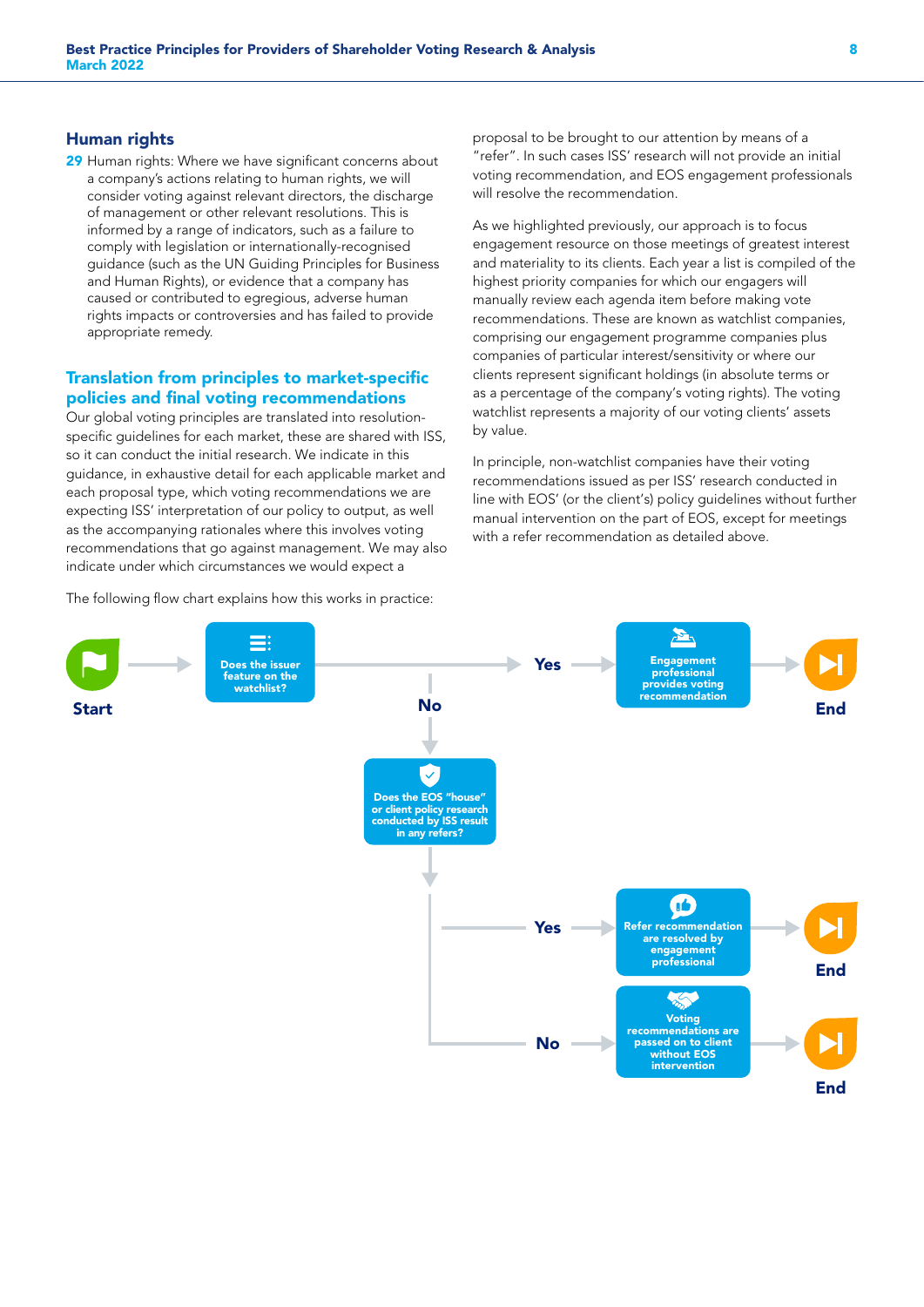## Human rights

**29** Human rights: Where we have significant concerns about a company's actions relating to human rights, we will consider voting against relevant directors, the discharge of management or other relevant resolutions. This is informed by a range of indicators, such as a failure to comply with legislation or internationally-recognised guidance (such as the UN Guiding Principles for Business and Human Rights), or evidence that a company has caused or contributed to egregious, adverse human rights impacts or controversies and has failed to provide appropriate remedy.

## Translation from principles to market-specific policies and final voting recommendations

Our global voting principles are translated into resolution-specific guidelines for each market, these are shared with ISS, so it can conduct the initial research. We indicate in this guidance, in exhaustive detail for each applicable market and each proposal type, which voting recommendations we are expecting ISS' interpretation of our policy to output, as well as the accompanying rationales where this involves voting recommendations that go against management. We may also indicate under which circumstances we would expect a proposal to be brought to our attention by means of a "refer". In such cases ISS' research will not provide an initial voting recommendation, and EOS engagement professionals will resolve the recommendation.

As we highlighted previously, our approach is to focus engagement resource on those meetings of greatest interest and materiality to its clients. Each year a list is compiled of the highest priority companies for which our engagers will manually review each agenda item before making vote recommendations. These are known as watchlist companies, comprising our engagement programme companies plus companies of particular interest/sensitivity or where our clients represent significant holdings (in absolute terms or as a percentage of the company's voting rights). The voting watchlist represents a majority of our voting clients' assets by value.

In principle, non-watchlist companies have their voting recommendations issued as per ISS' research conducted in line with EOS' (or the client's) policy guidelines without further manual intervention on the part of EOS, except for meetings with a refer recommendation as detailed above.

The following flow chart explains how this works in practice:

Start → Does the issuer feature on the watchlist?

- Yes → Engagement professional provides voting recommendation → End
- No → Does the EOS "house" or client policy research conducted by ISS result in any refers?
  - Yes → Refer recommendation are resolved by engagement professional → End
  - No → Voting recommendations are passed on to client without EOS intervention → End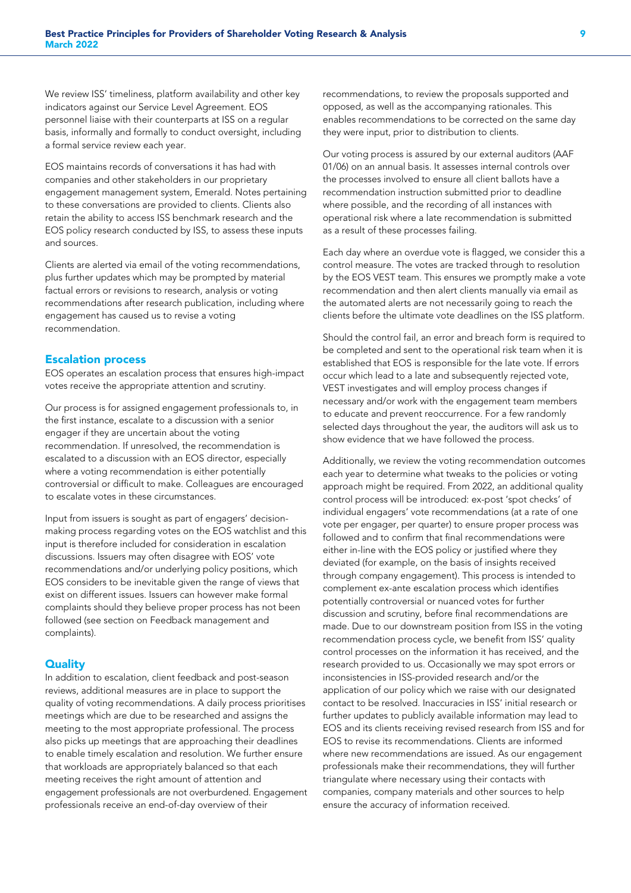We review ISS' timeliness, platform availability and other key indicators against our Service Level Agreement. EOS personnel liaise with their counterparts at ISS on a regular basis, informally and formally to conduct oversight, including a formal service review each year.

EOS maintains records of conversations it has had with companies and other stakeholders in our proprietary engagement management system, Emerald. Notes pertaining to these conversations are provided to clients. Clients also retain the ability to access ISS benchmark research and the EOS policy research conducted by ISS, to assess these inputs and sources.

Clients are alerted via email of the voting recommendations, plus further updates which may be prompted by material factual errors or revisions to research, analysis or voting recommendations after research publication, including where engagement has caused us to revise a voting recommendation.

## Escalation process

EOS operates an escalation process that ensures high-impact votes receive the appropriate attention and scrutiny.

Our process is for assigned engagement professionals to, in the first instance, escalate to a discussion with a senior engager if they are uncertain about the voting recommendation. If unresolved, the recommendation is escalated to a discussion with an EOS director, especially where a voting recommendation is either potentially controversial or difficult to make. Colleagues are encouraged to escalate votes in these circumstances.

Input from issuers is sought as part of engagers' decision-making process regarding votes on the EOS watchlist and this input is therefore included for consideration in escalation discussions. Issuers may often disagree with EOS' vote recommendations and/or underlying policy positions, which EOS considers to be inevitable given the range of views that exist on different issues. Issuers can however make formal complaints should they believe proper process has not been followed (see section on Feedback management and complaints).

## Quality

In addition to escalation, client feedback and post-season reviews, additional measures are in place to support the quality of voting recommendations. A daily process prioritises meetings which are due to be researched and assigns the meeting to the most appropriate professional. The process also picks up meetings that are approaching their deadlines to enable timely escalation and resolution. We further ensure that workloads are appropriately balanced so that each meeting receives the right amount of attention and engagement professionals are not overburdened. Engagement professionals receive an end-of-day overview of their recommendations, to review the proposals supported and opposed, as well as the accompanying rationales. This enables recommendations to be corrected on the same day they were input, prior to distribution to clients.

Our voting process is assured by our external auditors (AAF 01/06) on an annual basis. It assesses internal controls over the processes involved to ensure all client ballots have a recommendation instruction submitted prior to deadline where possible, and the recording of all instances with operational risk where a late recommendation is submitted as a result of these processes failing.

Each day where an overdue vote is flagged, we consider this a control measure. The votes are tracked through to resolution by the EOS VEST team. This ensures we promptly make a vote recommendation and then alert clients manually via email as the automated alerts are not necessarily going to reach the clients before the ultimate vote deadlines on the ISS platform.

Should the control fail, an error and breach form is required to be completed and sent to the operational risk team when it is established that EOS is responsible for the late vote. If errors occur which lead to a late and subsequently rejected vote, VEST investigates and will employ process changes if necessary and/or work with the engagement team members to educate and prevent reoccurrence. For a few randomly selected days throughout the year, the auditors will ask us to show evidence that we have followed the process.

Additionally, we review the voting recommendation outcomes each year to determine what tweaks to the policies or voting approach might be required. From 2022, an additional quality control process will be introduced: ex-post 'spot checks' of individual engagers' vote recommendations (at a rate of one vote per engager, per quarter) to ensure proper process was followed and to confirm that final recommendations were either in-line with the EOS policy or justified where they deviated (for example, on the basis of insights received through company engagement). This process is intended to complement ex-ante escalation process which identifies potentially controversial or nuanced votes for further discussion and scrutiny, before final recommendations are made. Due to our downstream position from ISS in the voting recommendation process cycle, we benefit from ISS' quality control processes on the information it has received, and the research provided to us. Occasionally we may spot errors or inconsistencies in ISS-provided research and/or the application of our policy which we raise with our designated contact to be resolved. Inaccuracies in ISS' initial research or further updates to publicly available information may lead to EOS and its clients receiving revised research from ISS and for EOS to revise its recommendations. Clients are informed where new recommendations are issued. As our engagement professionals make their recommendations, they will further triangulate where necessary using their contacts with companies, company materials and other sources to help ensure the accuracy of information received.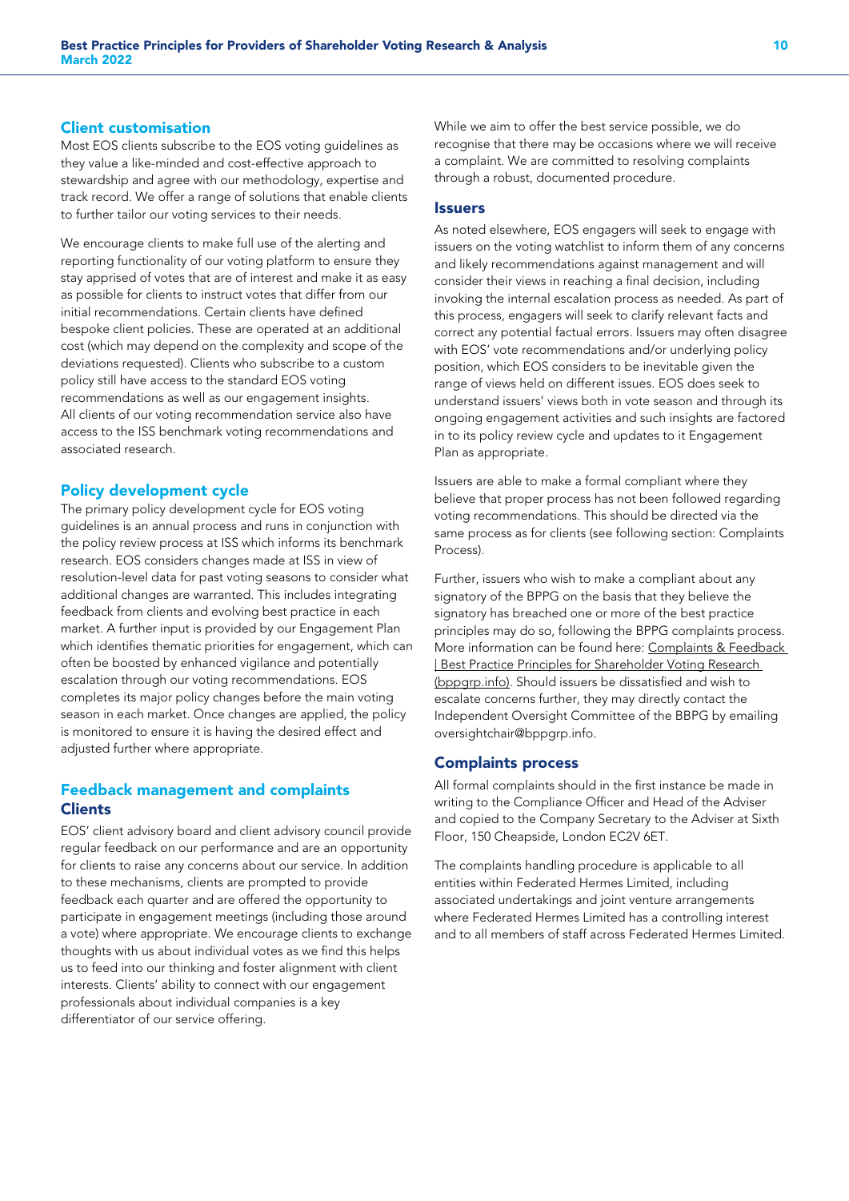## Client customisation

Most EOS clients subscribe to the EOS voting guidelines as they value a like-minded and cost-effective approach to stewardship and agree with our methodology, expertise and track record. We offer a range of solutions that enable clients to further tailor our voting services to their needs.

We encourage clients to make full use of the alerting and reporting functionality of our voting platform to ensure they stay apprised of votes that are of interest and make it as easy as possible for clients to instruct votes that differ from our initial recommendations. Certain clients have defined bespoke client policies. These are operated at an additional cost (which may depend on the complexity and scope of the deviations requested). Clients who subscribe to a custom policy still have access to the standard EOS voting recommendations as well as our engagement insights. All clients of our voting recommendation service also have access to the ISS benchmark voting recommendations and associated research.

## Policy development cycle

The primary policy development cycle for EOS voting guidelines is an annual process and runs in conjunction with the policy review process at ISS which informs its benchmark research. EOS considers changes made at ISS in view of resolution-level data for past voting seasons to consider what additional changes are warranted. This includes integrating feedback from clients and evolving best practice in each market. A further input is provided by our Engagement Plan which identifies thematic priorities for engagement, which can often be boosted by enhanced vigilance and potentially escalation through our voting recommendations. EOS completes its major policy changes before the main voting season in each market. Once changes are applied, the policy is monitored to ensure it is having the desired effect and adjusted further where appropriate.

## Feedback management and complaints

### Clients

EOS' client advisory board and client advisory council provide regular feedback on our performance and are an opportunity for clients to raise any concerns about our service. In addition to these mechanisms, clients are prompted to provide feedback each quarter and are offered the opportunity to participate in engagement meetings (including those around a vote) where appropriate. We encourage clients to exchange thoughts with us about individual votes as we find this helps us to feed into our thinking and foster alignment with client interests. Clients' ability to connect with our engagement professionals about individual companies is a key differentiator of our service offering.

While we aim to offer the best service possible, we do recognise that there may be occasions where we will receive a complaint. We are committed to resolving complaints through a robust, documented procedure.

### Issuers

As noted elsewhere, EOS engagers will seek to engage with issuers on the voting watchlist to inform them of any concerns and likely recommendations against management and will consider their views in reaching a final decision, including invoking the internal escalation process as needed. As part of this process, engagers will seek to clarify relevant facts and correct any potential factual errors. Issuers may often disagree with EOS' vote recommendations and/or underlying policy position, which EOS considers to be inevitable given the range of views held on different issues. EOS does seek to understand issuers' views both in vote season and through its ongoing engagement activities and such insights are factored in to its policy review cycle and updates to it Engagement Plan as appropriate.

Issuers are able to make a formal compliant where they believe that proper process has not been followed regarding voting recommendations. This should be directed via the same process as for clients (see following section: Complaints Process).

Further, issuers who wish to make a compliant about any signatory of the BPPG on the basis that they believe the signatory has breached one or more of the best practice principles may do so, following the BPPG complaints process. More information can be found here: Complaints & Feedback | Best Practice Principles for Shareholder Voting Research (bppgrp.info). Should issuers be dissatisfied and wish to escalate concerns further, they may directly contact the Independent Oversight Committee of the BBPG by emailing oversightchair@bppgrp.info.

## Complaints process

All formal complaints should in the first instance be made in writing to the Compliance Officer and Head of the Adviser and copied to the Company Secretary to the Adviser at Sixth Floor, 150 Cheapside, London EC2V 6ET.

The complaints handling procedure is applicable to all entities within Federated Hermes Limited, including associated undertakings and joint venture arrangements where Federated Hermes Limited has a controlling interest and to all members of staff across Federated Hermes Limited.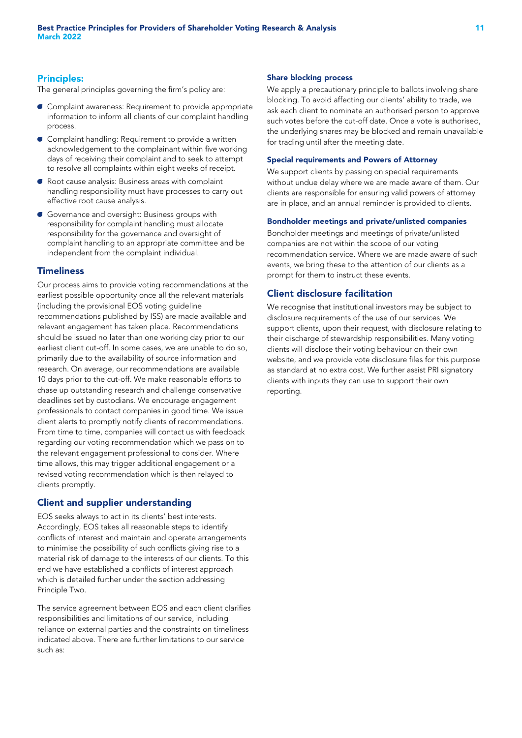### Principles:

The general principles governing the firm's policy are:

- Complaint awareness: Requirement to provide appropriate information to inform all clients of our complaint handling process.
- Complaint handling: Requirement to provide a written acknowledgement to the complainant within five working days of receiving their complaint and to seek to attempt to resolve all complaints within eight weeks of receipt.
- Root cause analysis: Business areas with complaint handling responsibility must have processes to carry out effective root cause analysis.
- Governance and oversight: Business groups with responsibility for complaint handling must allocate responsibility for the governance and oversight of complaint handling to an appropriate committee and be independent from the complaint individual.

## Timeliness

Our process aims to provide voting recommendations at the earliest possible opportunity once all the relevant materials (including the provisional EOS voting guideline recommendations published by ISS) are made available and relevant engagement has taken place. Recommendations should be issued no later than one working day prior to our earliest client cut-off. In some cases, we are unable to do so, primarily due to the availability of source information and research. On average, our recommendations are available 10 days prior to the cut-off. We make reasonable efforts to chase up outstanding research and challenge conservative deadlines set by custodians. We encourage engagement professionals to contact companies in good time. We issue client alerts to promptly notify clients of recommendations. From time to time, companies will contact us with feedback regarding our voting recommendation which we pass on to the relevant engagement professional to consider. Where time allows, this may trigger additional engagement or a revised voting recommendation which is then relayed to clients promptly.

## Client and supplier understanding

EOS seeks always to act in its clients' best interests. Accordingly, EOS takes all reasonable steps to identify conflicts of interest and maintain and operate arrangements to minimise the possibility of such conflicts giving rise to a material risk of damage to the interests of our clients. To this end we have established a conflicts of interest approach which is detailed further under the section addressing Principle Two.

The service agreement between EOS and each client clarifies responsibilities and limitations of our service, including reliance on external parties and the constraints on timeliness indicated above. There are further limitations to our service such as:

### Share blocking process

We apply a precautionary principle to ballots involving share blocking. To avoid affecting our clients' ability to trade, we ask each client to nominate an authorised person to approve such votes before the cut-off date. Once a vote is authorised, the underlying shares may be blocked and remain unavailable for trading until after the meeting date.

### Special requirements and Powers of Attorney

We support clients by passing on special requirements without undue delay where we are made aware of them. Our clients are responsible for ensuring valid powers of attorney are in place, and an annual reminder is provided to clients.

### Bondholder meetings and private/unlisted companies

Bondholder meetings and meetings of private/unlisted companies are not within the scope of our voting recommendation service. Where we are made aware of such events, we bring these to the attention of our clients as a prompt for them to instruct these events.

## Client disclosure facilitation

We recognise that institutional investors may be subject to disclosure requirements of the use of our services. We support clients, upon their request, with disclosure relating to their discharge of stewardship responsibilities. Many voting clients will disclose their voting behaviour on their own website, and we provide vote disclosure files for this purpose as standard at no extra cost. We further assist PRI signatory clients with inputs they can use to support their own reporting.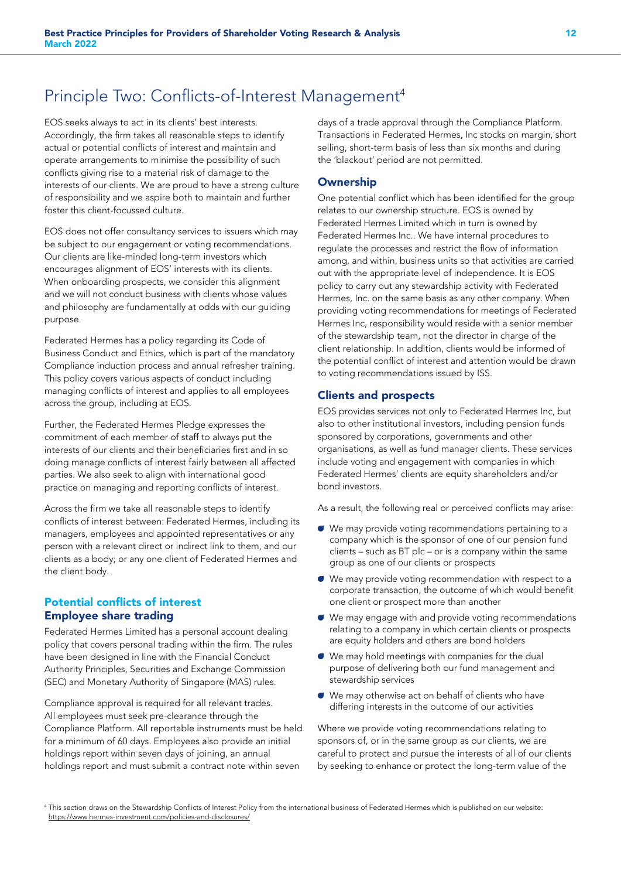# Principle Two: Conflicts-of-Interest Management[4]

EOS seeks always to act in its clients' best interests. Accordingly, the firm takes all reasonable steps to identify actual or potential conflicts of interest and maintain and operate arrangements to minimise the possibility of such conflicts giving rise to a material risk of damage to the interests of our clients. We are proud to have a strong culture of responsibility and we aspire both to maintain and further foster this client-focussed culture.

EOS does not offer consultancy services to issuers which may be subject to our engagement or voting recommendations. Our clients are like-minded long-term investors which encourages alignment of EOS' interests with its clients. When onboarding prospects, we consider this alignment and we will not conduct business with clients whose values and philosophy are fundamentally at odds with our guiding purpose.

Federated Hermes has a policy regarding its Code of Business Conduct and Ethics, which is part of the mandatory Compliance induction process and annual refresher training. This policy covers various aspects of conduct including managing conflicts of interest and applies to all employees across the group, including at EOS.

Further, the Federated Hermes Pledge expresses the commitment of each member of staff to always put the interests of our clients and their beneficiaries first and in so doing manage conflicts of interest fairly between all affected parties. We also seek to align with international good practice on managing and reporting conflicts of interest.

Across the firm we take all reasonable steps to identify conflicts of interest between: Federated Hermes, including its managers, employees and appointed representatives or any person with a relevant direct or indirect link to them, and our clients as a body; or any one client of Federated Hermes and the client body.

## Potential conflicts of interest

### Employee share trading

Federated Hermes Limited has a personal account dealing policy that covers personal trading within the firm. The rules have been designed in line with the Financial Conduct Authority Principles, Securities and Exchange Commission (SEC) and Monetary Authority of Singapore (MAS) rules.

Compliance approval is required for all relevant trades. All employees must seek pre-clearance through the Compliance Platform. All reportable instruments must be held for a minimum of 60 days. Employees also provide an initial holdings report within seven days of joining, an annual holdings report and must submit a contract note within seven days of a trade approval through the Compliance Platform. Transactions in Federated Hermes, Inc stocks on margin, short selling, short-term basis of less than six months and during the 'blackout' period are not permitted.

### Ownership

One potential conflict which has been identified for the group relates to our ownership structure. EOS is owned by Federated Hermes Limited which in turn is owned by Federated Hermes Inc.. We have internal procedures to regulate the processes and restrict the flow of information among, and within, business units so that activities are carried out with the appropriate level of independence. It is EOS policy to carry out any stewardship activity with Federated Hermes, Inc. on the same basis as any other company. When providing voting recommendations for meetings of Federated Hermes Inc, responsibility would reside with a senior member of the stewardship team, not the director in charge of the client relationship. In addition, clients would be informed of the potential conflict of interest and attention would be drawn to voting recommendations issued by ISS.

### Clients and prospects

EOS provides services not only to Federated Hermes Inc, but also to other institutional investors, including pension funds sponsored by corporations, governments and other organisations, as well as fund manager clients. These services include voting and engagement with companies in which Federated Hermes' clients are equity shareholders and/or bond investors.

As a result, the following real or perceived conflicts may arise:

- We may provide voting recommendations pertaining to a company which is the sponsor of one of our pension fund clients – such as BT plc – or is a company within the same group as one of our clients or prospects
- We may provide voting recommendation with respect to a corporate transaction, the outcome of which would benefit one client or prospect more than another
- We may engage with and provide voting recommendations relating to a company in which certain clients or prospects are equity holders and others are bond holders
- We may hold meetings with companies for the dual purpose of delivering both our fund management and stewardship services
- We may otherwise act on behalf of clients who have differing interests in the outcome of our activities

Where we provide voting recommendations relating to sponsors of, or in the same group as our clients, we are careful to protect and pursue the interests of all of our clients by seeking to enhance or protect the long-term value of the

[4] This section draws on the Stewardship Conflicts of Interest Policy from the international business of Federated Hermes which is published on our website: https://www.hermes-investment.com/policies-and-disclosures/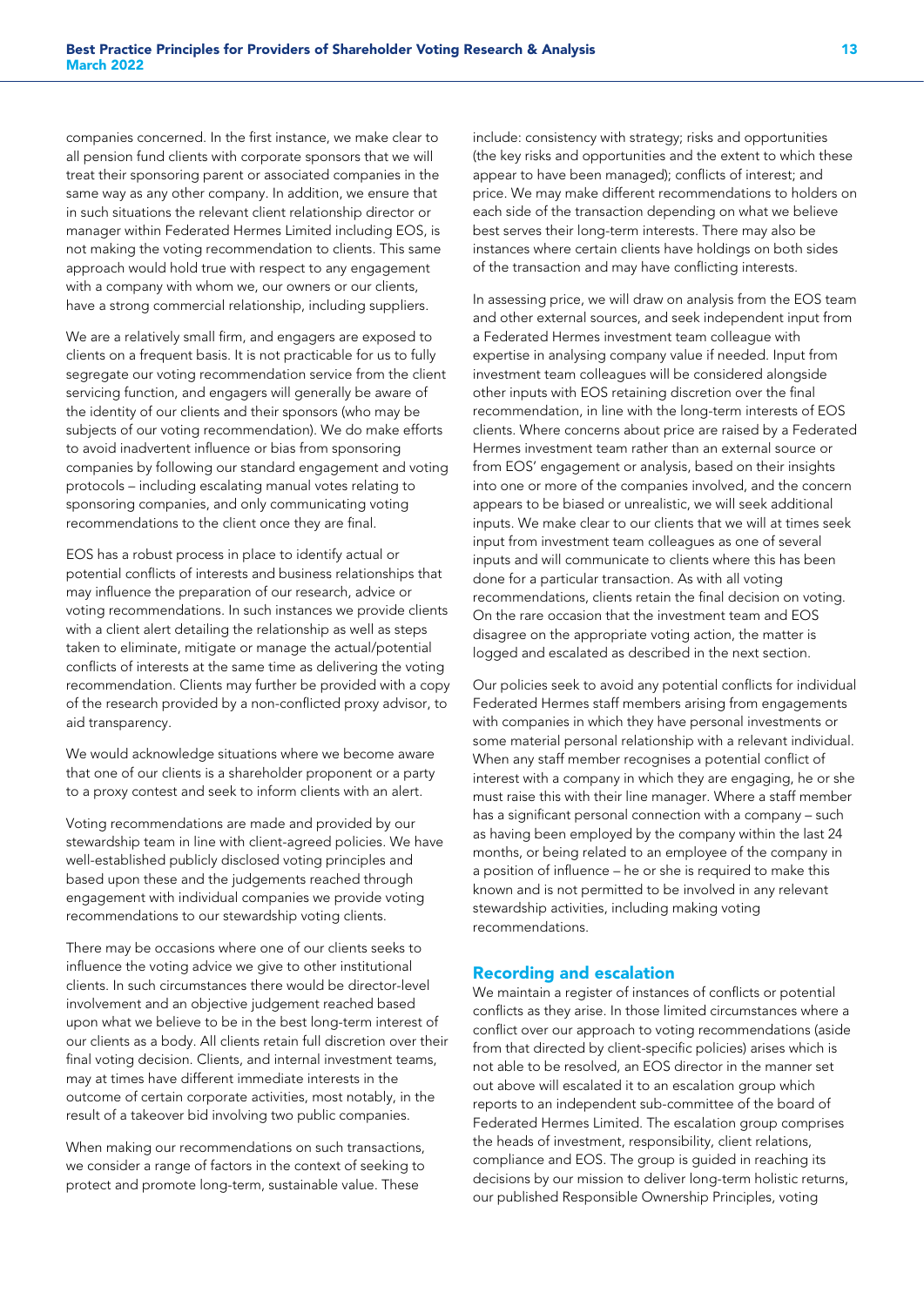companies concerned. In the first instance, we make clear to all pension fund clients with corporate sponsors that we will treat their sponsoring parent or associated companies in the same way as any other company. In addition, we ensure that in such situations the relevant client relationship director or manager within Federated Hermes Limited including EOS, is not making the voting recommendation to clients. This same approach would hold true with respect to any engagement with a company with whom we, our owners or our clients, have a strong commercial relationship, including suppliers.

We are a relatively small firm, and engagers are exposed to clients on a frequent basis. It is not practicable for us to fully segregate our voting recommendation service from the client servicing function, and engagers will generally be aware of the identity of our clients and their sponsors (who may be subjects of our voting recommendation). We do make efforts to avoid inadvertent influence or bias from sponsoring companies by following our standard engagement and voting protocols – including escalating manual votes relating to sponsoring companies, and only communicating voting recommendations to the client once they are final.

EOS has a robust process in place to identify actual or potential conflicts of interests and business relationships that may influence the preparation of our research, advice or voting recommendations. In such instances we provide clients with a client alert detailing the relationship as well as steps taken to eliminate, mitigate or manage the actual/potential conflicts of interests at the same time as delivering the voting recommendation. Clients may further be provided with a copy of the research provided by a non-conflicted proxy advisor, to aid transparency.

We would acknowledge situations where we become aware that one of our clients is a shareholder proponent or a party to a proxy contest and seek to inform clients with an alert.

Voting recommendations are made and provided by our stewardship team in line with client-agreed policies. We have well-established publicly disclosed voting principles and based upon these and the judgements reached through engagement with individual companies we provide voting recommendations to our stewardship voting clients.

There may be occasions where one of our clients seeks to influence the voting advice we give to other institutional clients. In such circumstances there would be director-level involvement and an objective judgement reached based upon what we believe to be in the best long-term interest of our clients as a body. All clients retain full discretion over their final voting decision. Clients, and internal investment teams, may at times have different immediate interests in the outcome of certain corporate activities, most notably, in the result of a takeover bid involving two public companies.

When making our recommendations on such transactions, we consider a range of factors in the context of seeking to protect and promote long-term, sustainable value. These include: consistency with strategy; risks and opportunities (the key risks and opportunities and the extent to which these appear to have been managed); conflicts of interest; and price. We may make different recommendations to holders on each side of the transaction depending on what we believe best serves their long-term interests. There may also be instances where certain clients have holdings on both sides of the transaction and may have conflicting interests.

In assessing price, we will draw on analysis from the EOS team and other external sources, and seek independent input from a Federated Hermes investment team colleague with expertise in analysing company value if needed. Input from investment team colleagues will be considered alongside other inputs with EOS retaining discretion over the final recommendation, in line with the long-term interests of EOS clients. Where concerns about price are raised by a Federated Hermes investment team rather than an external source or from EOS' engagement or analysis, based on their insights into one or more of the companies involved, and the concern appears to be biased or unrealistic, we will seek additional inputs. We make clear to our clients that we will at times seek input from investment team colleagues as one of several inputs and will communicate to clients where this has been done for a particular transaction. As with all voting recommendations, clients retain the final decision on voting. On the rare occasion that the investment team and EOS disagree on the appropriate voting action, the matter is logged and escalated as described in the next section.

Our policies seek to avoid any potential conflicts for individual Federated Hermes staff members arising from engagements with companies in which they have personal investments or some material personal relationship with a relevant individual. When any staff member recognises a potential conflict of interest with a company in which they are engaging, he or she must raise this with their line manager. Where a staff member has a significant personal connection with a company – such as having been employed by the company within the last 24 months, or being related to an employee of the company in a position of influence – he or she is required to make this known and is not permitted to be involved in any relevant stewardship activities, including making voting recommendations.

## Recording and escalation

We maintain a register of instances of conflicts or potential conflicts as they arise. In those limited circumstances where a conflict over our approach to voting recommendations (aside from that directed by client-specific policies) arises which is not able to be resolved, an EOS director in the manner set out above will escalated it to an escalation group which reports to an independent sub-committee of the board of Federated Hermes Limited. The escalation group comprises the heads of investment, responsibility, client relations, compliance and EOS. The group is guided in reaching its decisions by our mission to deliver long-term holistic returns, our published Responsible Ownership Principles, voting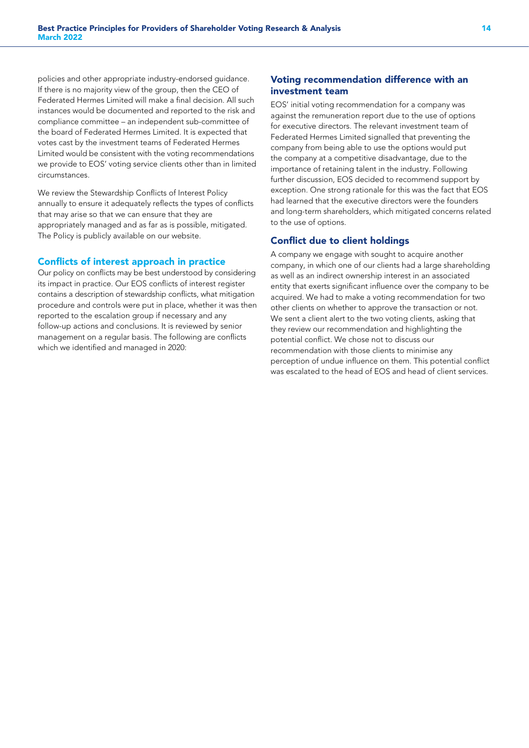policies and other appropriate industry-endorsed guidance. If there is no majority view of the group, then the CEO of Federated Hermes Limited will make a final decision. All such instances would be documented and reported to the risk and compliance committee – an independent sub-committee of the board of Federated Hermes Limited. It is expected that votes cast by the investment teams of Federated Hermes Limited would be consistent with the voting recommendations we provide to EOS' voting service clients other than in limited circumstances.

We review the Stewardship Conflicts of Interest Policy annually to ensure it adequately reflects the types of conflicts that may arise so that we can ensure that they are appropriately managed and as far as is possible, mitigated. The Policy is publicly available on our website.

## Conflicts of interest approach in practice

Our policy on conflicts may be best understood by considering its impact in practice. Our EOS conflicts of interest register contains a description of stewardship conflicts, what mitigation procedure and controls were put in place, whether it was then reported to the escalation group if necessary and any follow-up actions and conclusions. It is reviewed by senior management on a regular basis. The following are conflicts which we identified and managed in 2020:

### Voting recommendation difference with an investment team

EOS' initial voting recommendation for a company was against the remuneration report due to the use of options for executive directors. The relevant investment team of Federated Hermes Limited signalled that preventing the company from being able to use the options would put the company at a competitive disadvantage, due to the importance of retaining talent in the industry. Following further discussion, EOS decided to recommend support by exception. One strong rationale for this was the fact that EOS had learned that the executive directors were the founders and long-term shareholders, which mitigated concerns related to the use of options.

### Conflict due to client holdings

A company we engage with sought to acquire another company, in which one of our clients had a large shareholding as well as an indirect ownership interest in an associated entity that exerts significant influence over the company to be acquired. We had to make a voting recommendation for two other clients on whether to approve the transaction or not. We sent a client alert to the two voting clients, asking that they review our recommendation and highlighting the potential conflict. We chose not to discuss our recommendation with those clients to minimise any perception of undue influence on them. This potential conflict was escalated to the head of EOS and head of client services.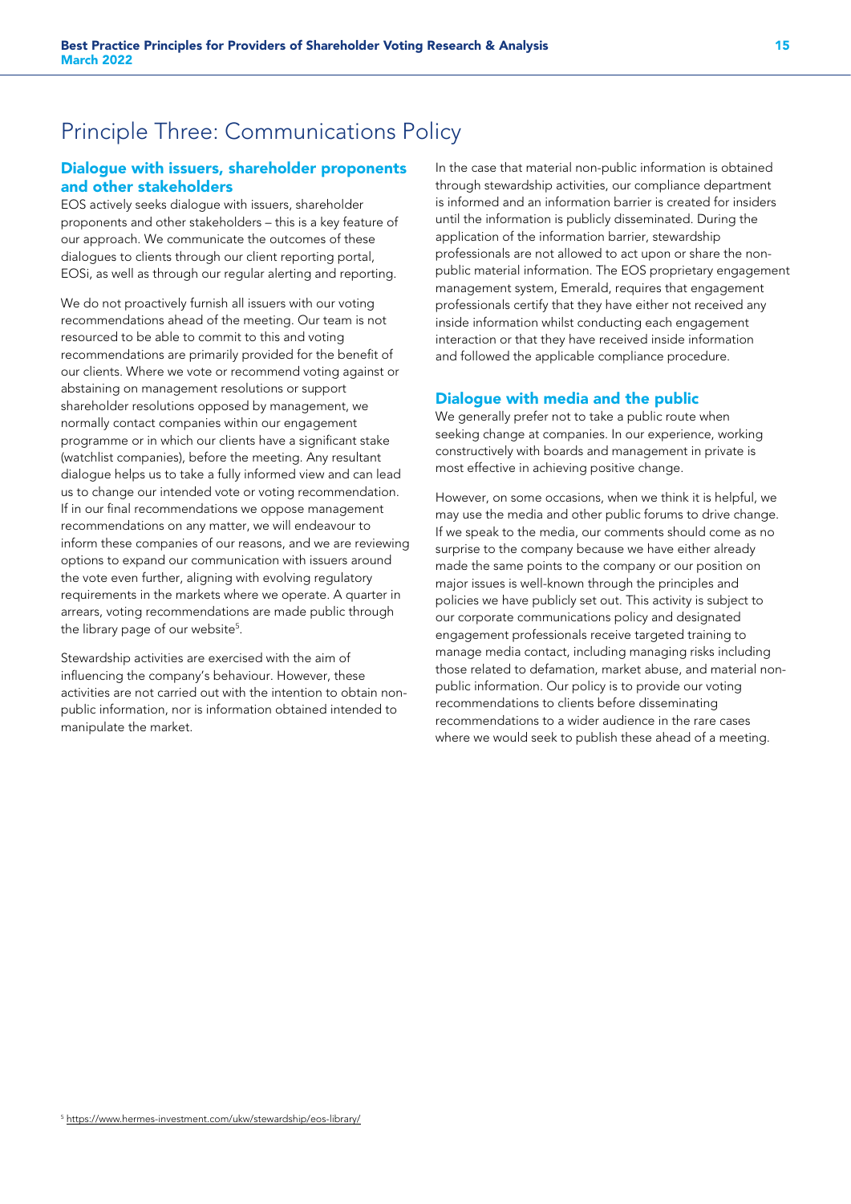# Principle Three: Communications Policy

## Dialogue with issuers, shareholder proponents and other stakeholders

EOS actively seeks dialogue with issuers, shareholder proponents and other stakeholders – this is a key feature of our approach. We communicate the outcomes of these dialogues to clients through our client reporting portal, EOSi, as well as through our regular alerting and reporting.

We do not proactively furnish all issuers with our voting recommendations ahead of the meeting. Our team is not resourced to be able to commit to this and voting recommendations are primarily provided for the benefit of our clients. Where we vote or recommend voting against or abstaining on management resolutions or support shareholder resolutions opposed by management, we normally contact companies within our engagement programme or in which our clients have a significant stake (watchlist companies), before the meeting. Any resultant dialogue helps us to take a fully informed view and can lead us to change our intended vote or voting recommendation. If in our final recommendations we oppose management recommendations on any matter, we will endeavour to inform these companies of our reasons, and we are reviewing options to expand our communication with issuers around the vote even further, aligning with evolving regulatory requirements in the markets where we operate. A quarter in arrears, voting recommendations are made public through the library page of our website[5].

Stewardship activities are exercised with the aim of influencing the company's behaviour. However, these activities are not carried out with the intention to obtain non-public information, nor is information obtained intended to manipulate the market.

In the case that material non-public information is obtained through stewardship activities, our compliance department is informed and an information barrier is created for insiders until the information is publicly disseminated. During the application of the information barrier, stewardship professionals are not allowed to act upon or share the non-public material information. The EOS proprietary engagement management system, Emerald, requires that engagement professionals certify that they have either not received any inside information whilst conducting each engagement interaction or that they have received inside information and followed the applicable compliance procedure.

## Dialogue with media and the public

We generally prefer not to take a public route when seeking change at companies. In our experience, working constructively with boards and management in private is most effective in achieving positive change.

However, on some occasions, when we think it is helpful, we may use the media and other public forums to drive change. If we speak to the media, our comments should come as no surprise to the company because we have either already made the same points to the company or our position on major issues is well-known through the principles and policies we have publicly set out. This activity is subject to our corporate communications policy and designated engagement professionals receive targeted training to manage media contact, including managing risks including those related to defamation, market abuse, and material non-public information. Our policy is to provide our voting recommendations to clients before disseminating recommendations to a wider audience in the rare cases where we would seek to publish these ahead of a meeting.

[5] https://www.hermes-investment.com/ukw/stewardship/eos-library/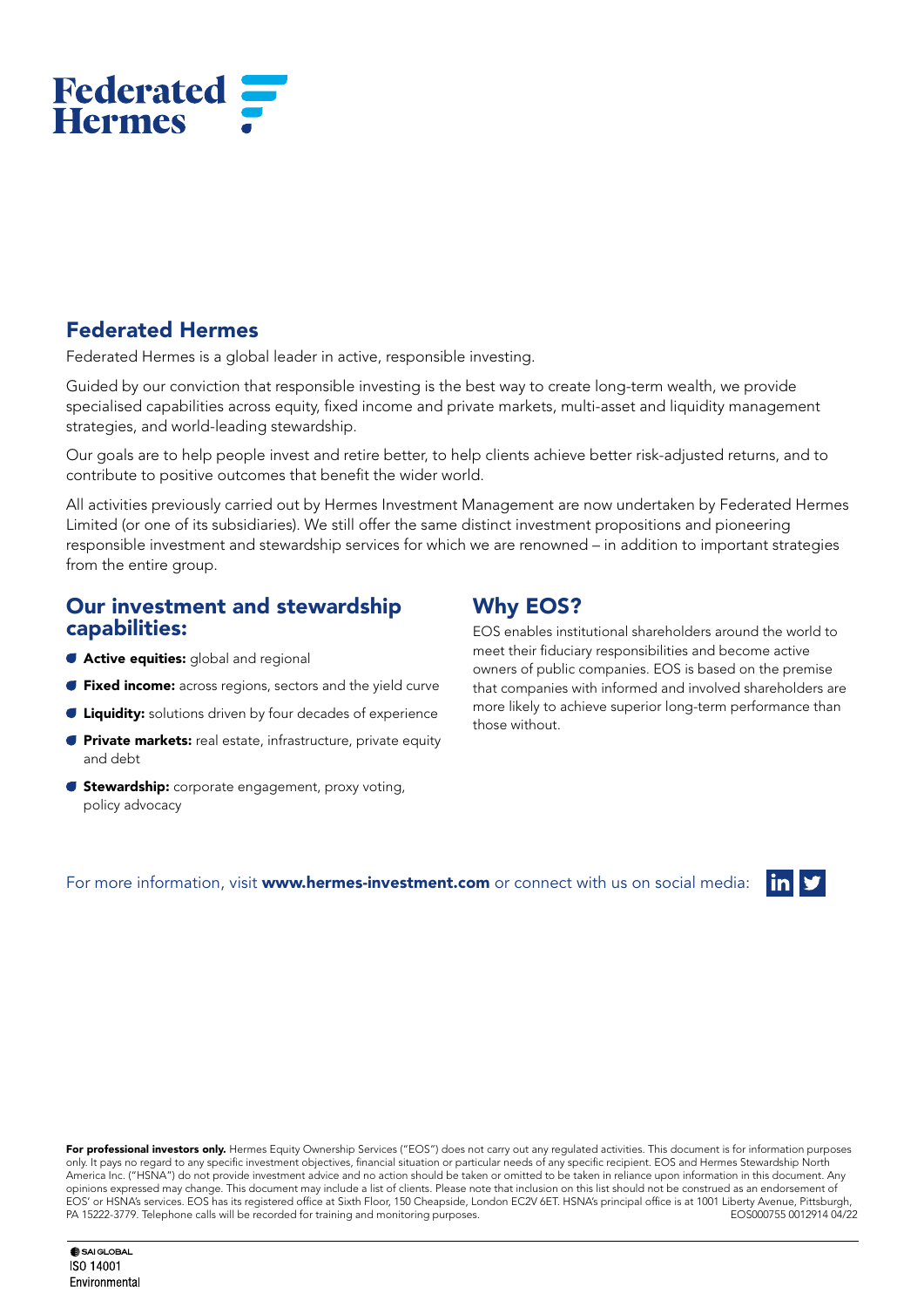Federated Hermes

## Federated Hermes

Federated Hermes is a global leader in active, responsible investing.

Guided by our conviction that responsible investing is the best way to create long-term wealth, we provide specialised capabilities across equity, fixed income and private markets, multi-asset and liquidity management strategies, and world-leading stewardship.

Our goals are to help people invest and retire better, to help clients achieve better risk-adjusted returns, and to contribute to positive outcomes that benefit the wider world.

All activities previously carried out by Hermes Investment Management are now undertaken by Federated Hermes Limited (or one of its subsidiaries). We still offer the same distinct investment propositions and pioneering responsible investment and stewardship services for which we are renowned – in addition to important strategies from the entire group.

## Our investment and stewardship capabilities:

- **Active equities:** global and regional
- **Fixed income:** across regions, sectors and the yield curve
- **Liquidity:** solutions driven by four decades of experience
- **Private markets:** real estate, infrastructure, private equity and debt
- **Stewardship:** corporate engagement, proxy voting, policy advocacy

## Why EOS?

EOS enables institutional shareholders around the world to meet their fiduciary responsibilities and become active owners of public companies. EOS is based on the premise that companies with informed and involved shareholders are more likely to achieve superior long-term performance than those without.

For more information, visit **www.hermes-investment.com** or connect with us on social media:

**For professional investors only.** Hermes Equity Ownership Services ("EOS") does not carry out any regulated activities. This document is for information purposes only. It pays no regard to any specific investment objectives, financial situation or particular needs of any specific recipient. EOS and Hermes Stewardship North America Inc. ("HSNA") do not provide investment advice and no action should be taken or omitted to be taken in reliance upon information in this document. Any opinions expressed may change. This document may include a list of clients. Please note that inclusion on this list should not be construed as an endorsement of EOS' or HSNA's services. EOS has its registered office at Sixth Floor, 150 Cheapside, London EC2V 6ET. HSNA's principal office is at 1001 Liberty Avenue, Pittsburgh, PA 15222-3779. Telephone calls will be recorded for training and monitoring purposes. EOS000755 0012914 04/22

SAI GLOBAL
ISO 14001
Environmental